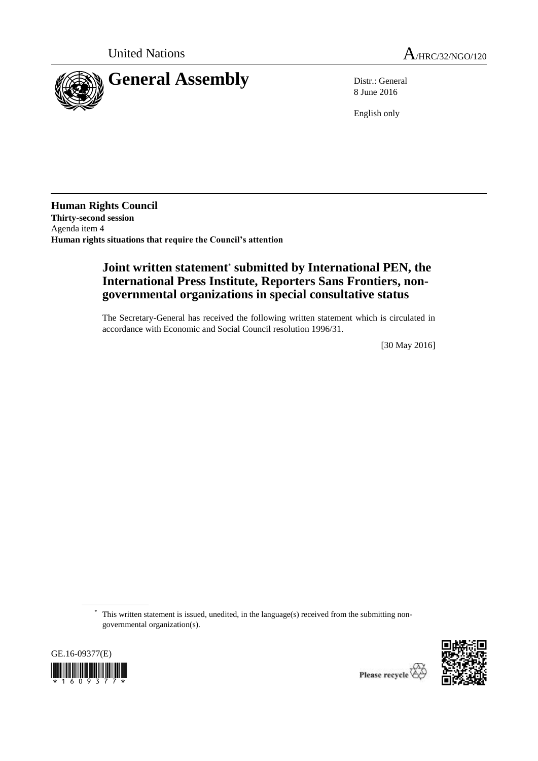United Nations A/HRC/32/NGO/120

# General Assembly

Distr.: General
8 June 2016

English only

**Human Rights Council**
**Thirty-second session**
Agenda item 4
**Human rights situations that require the Council's attention**

## Joint written statement* submitted by International PEN, the International Press Institute, Reporters Sans Frontiers, non-governmental organizations in special consultative status

The Secretary-General has received the following written statement which is circulated in accordance with Economic and Social Council resolution 1996/31.

[30 May 2016]

\* This written statement is issued, unedited, in the language(s) received from the submitting non-governmental organization(s).

GE.16-09377(E)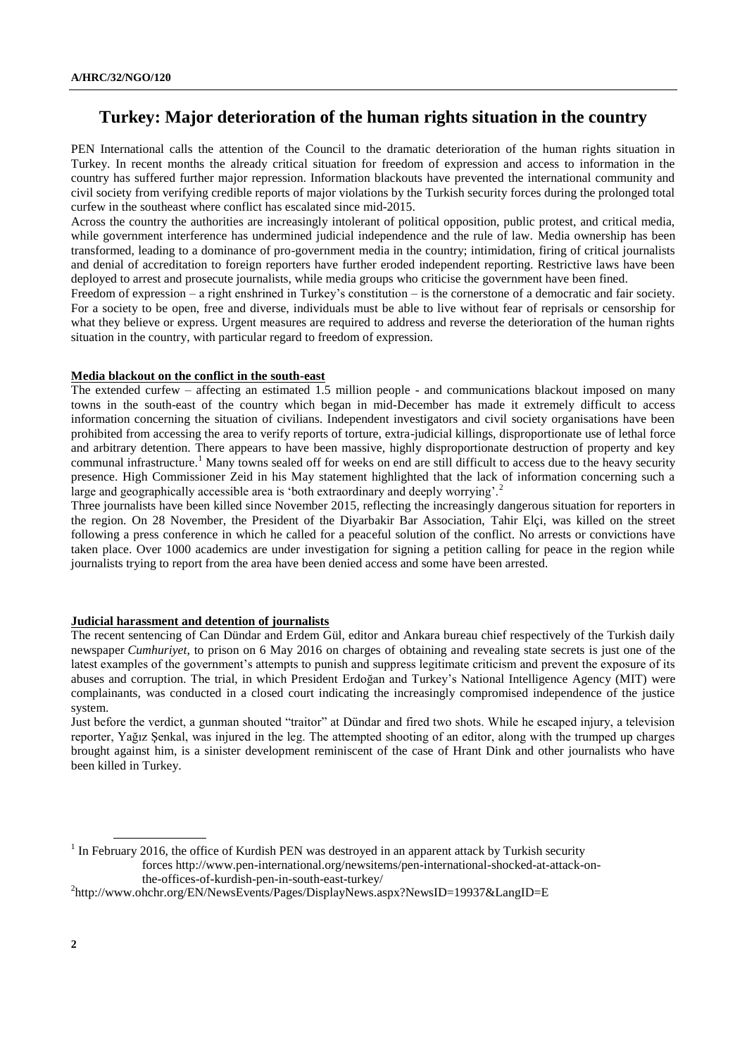# Turkey: Major deterioration of the human rights situation in the country

PEN International calls the attention of the Council to the dramatic deterioration of the human rights situation in Turkey. In recent months the already critical situation for freedom of expression and access to information in the country has suffered further major repression. Information blackouts have prevented the international community and civil society from verifying credible reports of major violations by the Turkish security forces during the prolonged total curfew in the southeast where conflict has escalated since mid-2015.

Across the country the authorities are increasingly intolerant of political opposition, public protest, and critical media, while government interference has undermined judicial independence and the rule of law. Media ownership has been transformed, leading to a dominance of pro-government media in the country; intimidation, firing of critical journalists and denial of accreditation to foreign reporters have further eroded independent reporting. Restrictive laws have been deployed to arrest and prosecute journalists, while media groups who criticise the government have been fined.

Freedom of expression – a right enshrined in Turkey's constitution – is the cornerstone of a democratic and fair society. For a society to be open, free and diverse, individuals must be able to live without fear of reprisals or censorship for what they believe or express. Urgent measures are required to address and reverse the deterioration of the human rights situation in the country, with particular regard to freedom of expression.

## Media blackout on the conflict in the south-east

The extended curfew – affecting an estimated 1.5 million people - and communications blackout imposed on many towns in the south-east of the country which began in mid-December has made it extremely difficult to access information concerning the situation of civilians. Independent investigators and civil society organisations have been prohibited from accessing the area to verify reports of torture, extra-judicial killings, disproportionate use of lethal force and arbitrary detention. There appears to have been massive, highly disproportionate destruction of property and key communal infrastructure.[1] Many towns sealed off for weeks on end are still difficult to access due to the heavy security presence. High Commissioner Zeid in his May statement highlighted that the lack of information concerning such a large and geographically accessible area is 'both extraordinary and deeply worrying'.[2]

Three journalists have been killed since November 2015, reflecting the increasingly dangerous situation for reporters in the region. On 28 November, the President of the Diyarbakir Bar Association, Tahir Elçi, was killed on the street following a press conference in which he called for a peaceful solution of the conflict. No arrests or convictions have taken place. Over 1000 academics are under investigation for signing a petition calling for peace in the region while journalists trying to report from the area have been denied access and some have been arrested.

## Judicial harassment and detention of journalists

The recent sentencing of Can Dündar and Erdem Gül, editor and Ankara bureau chief respectively of the Turkish daily newspaper *Cumhuriyet*, to prison on 6 May 2016 on charges of obtaining and revealing state secrets is just one of the latest examples of the government's attempts to punish and suppress legitimate criticism and prevent the exposure of its abuses and corruption. The trial, in which President Erdoğan and Turkey's National Intelligence Agency (MIT) were complainants, was conducted in a closed court indicating the increasingly compromised independence of the justice system.

Just before the verdict, a gunman shouted "traitor" at Dündar and fired two shots. While he escaped injury, a television reporter, Yağız Şenkal, was injured in the leg. The attempted shooting of an editor, along with the trumped up charges brought against him, is a sinister development reminiscent of the case of Hrant Dink and other journalists who have been killed in Turkey.

---

[1] In February 2016, the office of Kurdish PEN was destroyed in an apparent attack by Turkish security forces http://www.pen-international.org/newsitems/pen-international-shocked-at-attack-on-the-offices-of-kurdish-pen-in-south-east-turkey/

[2] http://www.ohchr.org/EN/NewsEvents/Pages/DisplayNews.aspx?NewsID=19937&LangID=E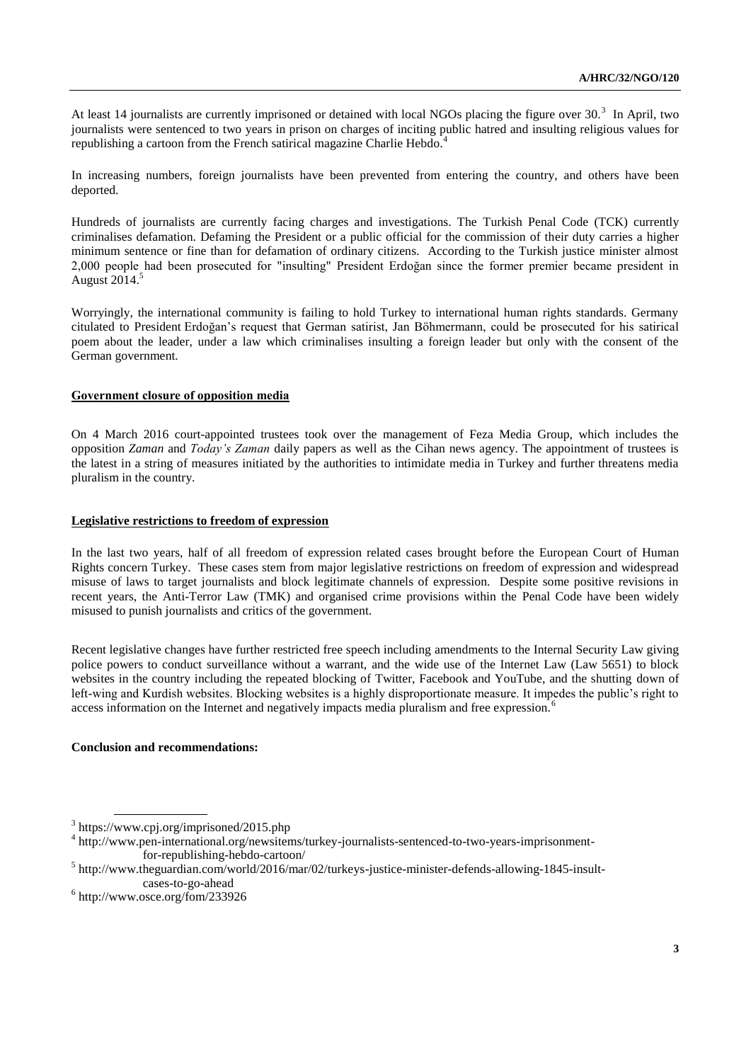At least 14 journalists are currently imprisoned or detained with local NGOs placing the figure over 30.[3] In April, two journalists were sentenced to two years in prison on charges of inciting public hatred and insulting religious values for republishing a cartoon from the French satirical magazine Charlie Hebdo.[4]

In increasing numbers, foreign journalists have been prevented from entering the country, and others have been deported.

Hundreds of journalists are currently facing charges and investigations. The Turkish Penal Code (TCK) currently criminalises defamation. Defaming the President or a public official for the commission of their duty carries a higher minimum sentence or fine than for defamation of ordinary citizens. According to the Turkish justice minister almost 2,000 people had been prosecuted for "insulting" President Erdoğan since the former premier became president in August 2014.[5]

Worryingly, the international community is failing to hold Turkey to international human rights standards. Germany citulated to President Erdoğan's request that German satirist, Jan Böhmermann, could be prosecuted for his satirical poem about the leader, under a law which criminalises insulting a foreign leader but only with the consent of the German government.

**Government closure of opposition media**

On 4 March 2016 court-appointed trustees took over the management of Feza Media Group, which includes the opposition *Zaman* and *Today's Zaman* daily papers as well as the Cihan news agency. The appointment of trustees is the latest in a string of measures initiated by the authorities to intimidate media in Turkey and further threatens media pluralism in the country.

**Legislative restrictions to freedom of expression**

In the last two years, half of all freedom of expression related cases brought before the European Court of Human Rights concern Turkey. These cases stem from major legislative restrictions on freedom of expression and widespread misuse of laws to target journalists and block legitimate channels of expression. Despite some positive revisions in recent years, the Anti-Terror Law (TMK) and organised crime provisions within the Penal Code have been widely misused to punish journalists and critics of the government.

Recent legislative changes have further restricted free speech including amendments to the Internal Security Law giving police powers to conduct surveillance without a warrant, and the wide use of the Internet Law (Law 5651) to block websites in the country including the repeated blocking of Twitter, Facebook and YouTube, and the shutting down of left-wing and Kurdish websites. Blocking websites is a highly disproportionate measure. It impedes the public's right to access information on the Internet and negatively impacts media pluralism and free expression.[6]

**Conclusion and recommendations:**

---

[3] https://www.cpj.org/imprisoned/2015.php

[4] http://www.pen-international.org/newsitems/turkey-journalists-sentenced-to-two-years-imprisonment-for-republishing-hebdo-cartoon/

[5] http://www.theguardian.com/world/2016/mar/02/turkeys-justice-minister-defends-allowing-1845-insult-cases-to-go-ahead

[6] http://www.osce.org/fom/233926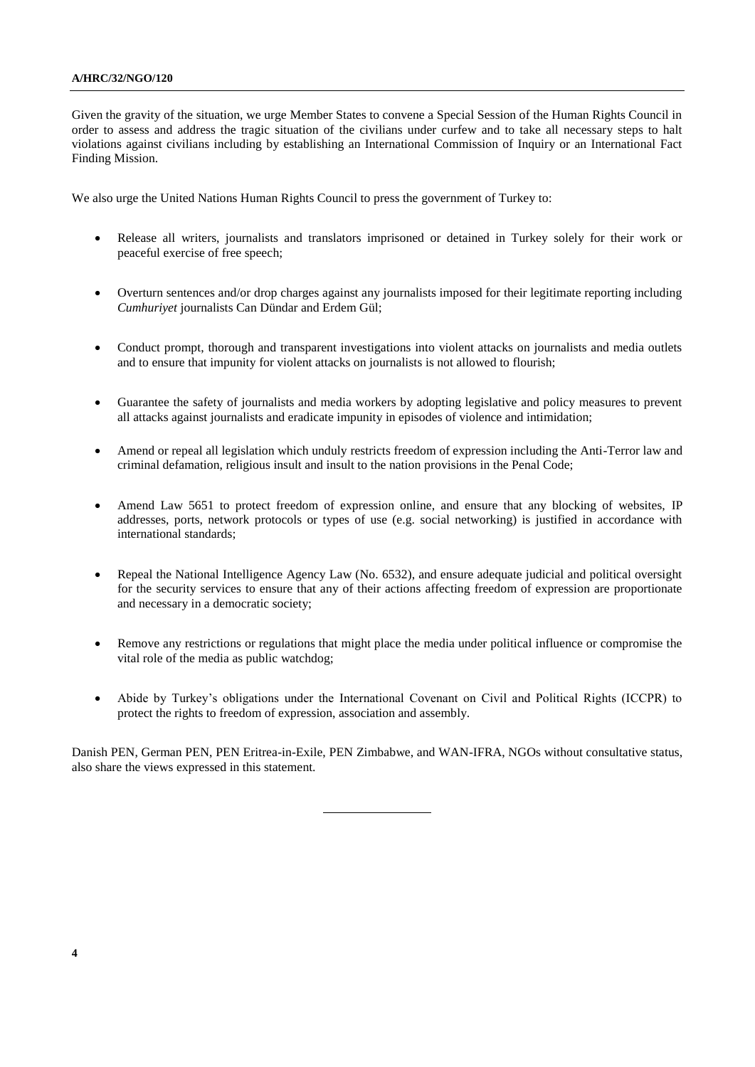Given the gravity of the situation, we urge Member States to convene a Special Session of the Human Rights Council in order to assess and address the tragic situation of the civilians under curfew and to take all necessary steps to halt violations against civilians including by establishing an International Commission of Inquiry or an International Fact Finding Mission.

We also urge the United Nations Human Rights Council to press the government of Turkey to:

- Release all writers, journalists and translators imprisoned or detained in Turkey solely for their work or peaceful exercise of free speech;
- Overturn sentences and/or drop charges against any journalists imposed for their legitimate reporting including *Cumhuriyet* journalists Can Dündar and Erdem Gül;
- Conduct prompt, thorough and transparent investigations into violent attacks on journalists and media outlets and to ensure that impunity for violent attacks on journalists is not allowed to flourish;
- Guarantee the safety of journalists and media workers by adopting legislative and policy measures to prevent all attacks against journalists and eradicate impunity in episodes of violence and intimidation;
- Amend or repeal all legislation which unduly restricts freedom of expression including the Anti-Terror law and criminal defamation, religious insult and insult to the nation provisions in the Penal Code;
- Amend Law 5651 to protect freedom of expression online, and ensure that any blocking of websites, IP addresses, ports, network protocols or types of use (e.g. social networking) is justified in accordance with international standards;
- Repeal the National Intelligence Agency Law (No. 6532), and ensure adequate judicial and political oversight for the security services to ensure that any of their actions affecting freedom of expression are proportionate and necessary in a democratic society;
- Remove any restrictions or regulations that might place the media under political influence or compromise the vital role of the media as public watchdog;
- Abide by Turkey's obligations under the International Covenant on Civil and Political Rights (ICCPR) to protect the rights to freedom of expression, association and assembly.

Danish PEN, German PEN, PEN Eritrea-in-Exile, PEN Zimbabwe, and WAN-IFRA, NGOs without consultative status, also share the views expressed in this statement.